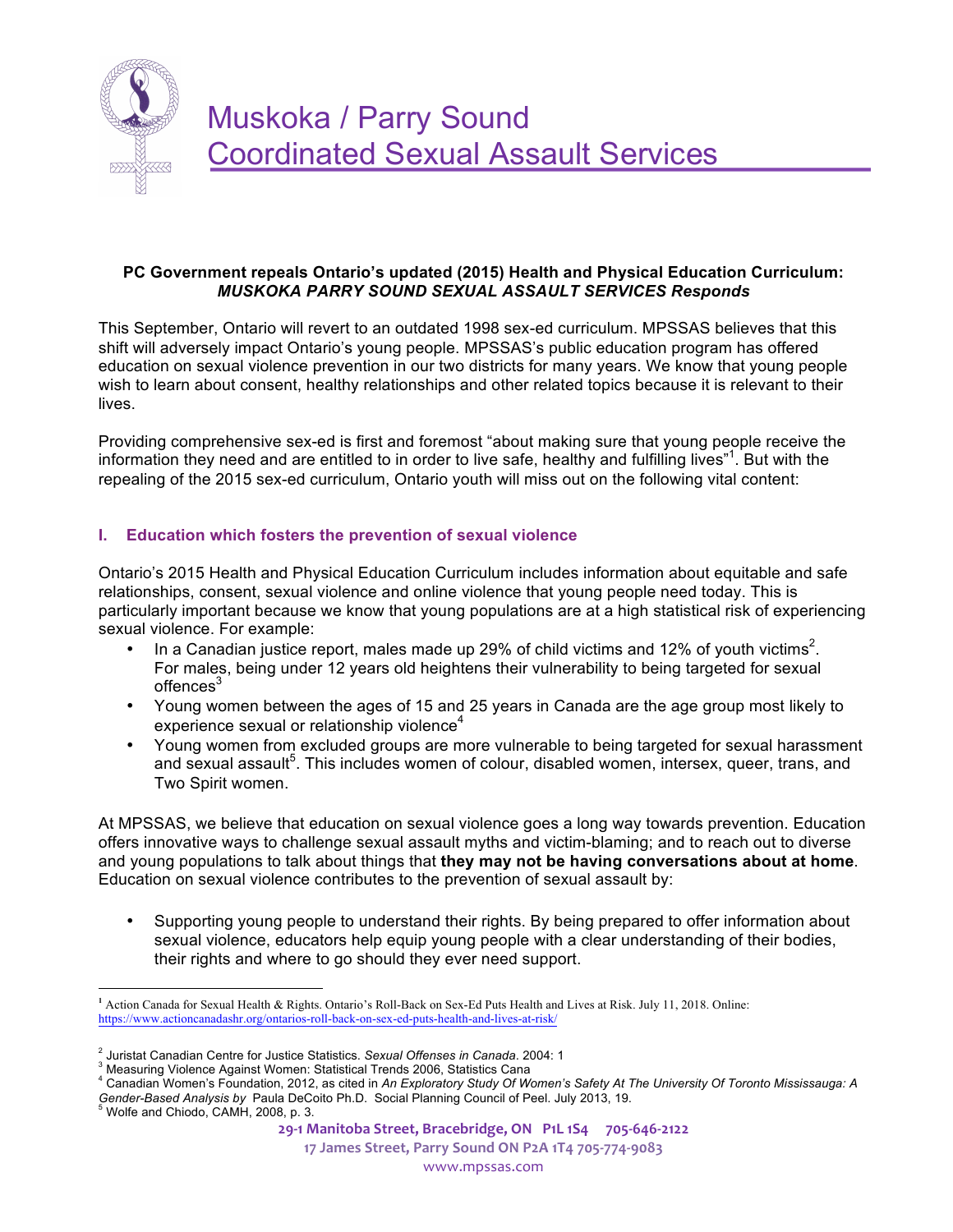# Muskoka / Parry Sound Coordinated Sexual Assault Services

**PC Government repeals Ontario's updated (2015) Health and Physical Education Curriculum:** ***MUSKOKA PARRY SOUND SEXUAL ASSAULT SERVICES Responds***

This September, Ontario will revert to an outdated 1998 sex-ed curriculum. MPSSAS believes that this shift will adversely impact Ontario's young people. MPSSAS's public education program has offered education on sexual violence prevention in our two districts for many years. We know that young people wish to learn about consent, healthy relationships and other related topics because it is relevant to their lives.

Providing comprehensive sex-ed is first and foremost "about making sure that young people receive the information they need and are entitled to in order to live safe, healthy and fulfilling lives"[1]. But with the repealing of the 2015 sex-ed curriculum, Ontario youth will miss out on the following vital content:

## I. Education which fosters the prevention of sexual violence

Ontario's 2015 Health and Physical Education Curriculum includes information about equitable and safe relationships, consent, sexual violence and online violence that young people need today. This is particularly important because we know that young populations are at a high statistical risk of experiencing sexual violence. For example:

- In a Canadian justice report, males made up 29% of child victims and 12% of youth victims[2]. For males, being under 12 years old heightens their vulnerability to being targeted for sexual offences[3]
- Young women between the ages of 15 and 25 years in Canada are the age group most likely to experience sexual or relationship violence[4]
- Young women from excluded groups are more vulnerable to being targeted for sexual harassment and sexual assault[5]. This includes women of colour, disabled women, intersex, queer, trans, and Two Spirit women.

At MPSSAS, we believe that education on sexual violence goes a long way towards prevention. Education offers innovative ways to challenge sexual assault myths and victim-blaming; and to reach out to diverse and young populations to talk about things that **they may not be having conversations about at home**. Education on sexual violence contributes to the prevention of sexual assault by:

- Supporting young people to understand their rights. By being prepared to offer information about sexual violence, educators help equip young people with a clear understanding of their bodies, their rights and where to go should they ever need support.

---

[1] Action Canada for Sexual Health & Rights. Ontario's Roll-Back on Sex-Ed Puts Health and Lives at Risk. July 11, 2018. Online: https://www.actioncanadashr.org/ontarios-roll-back-on-sex-ed-puts-health-and-lives-at-risk/

[2] Juristat Canadian Centre for Justice Statistics. *Sexual Offenses in Canada*. 2004: 1

[3] Measuring Violence Against Women: Statistical Trends 2006, Statistics Cana

[4] Canadian Women's Foundation, 2012, as cited in *An Exploratory Study Of Women's Safety At The University Of Toronto Mississauga: A Gender-Based Analysis by* Paula DeCoito Ph.D. Social Planning Council of Peel. July 2013, 19.

[5] Wolfe and Chiodo, CAMH, 2008, p. 3.

29-1 Manitoba Street, Bracebridge, ON P1L 1S4 705-646-2122
17 James Street, Parry Sound ON P2A 1T4 705-774-9083
www.mpssas.com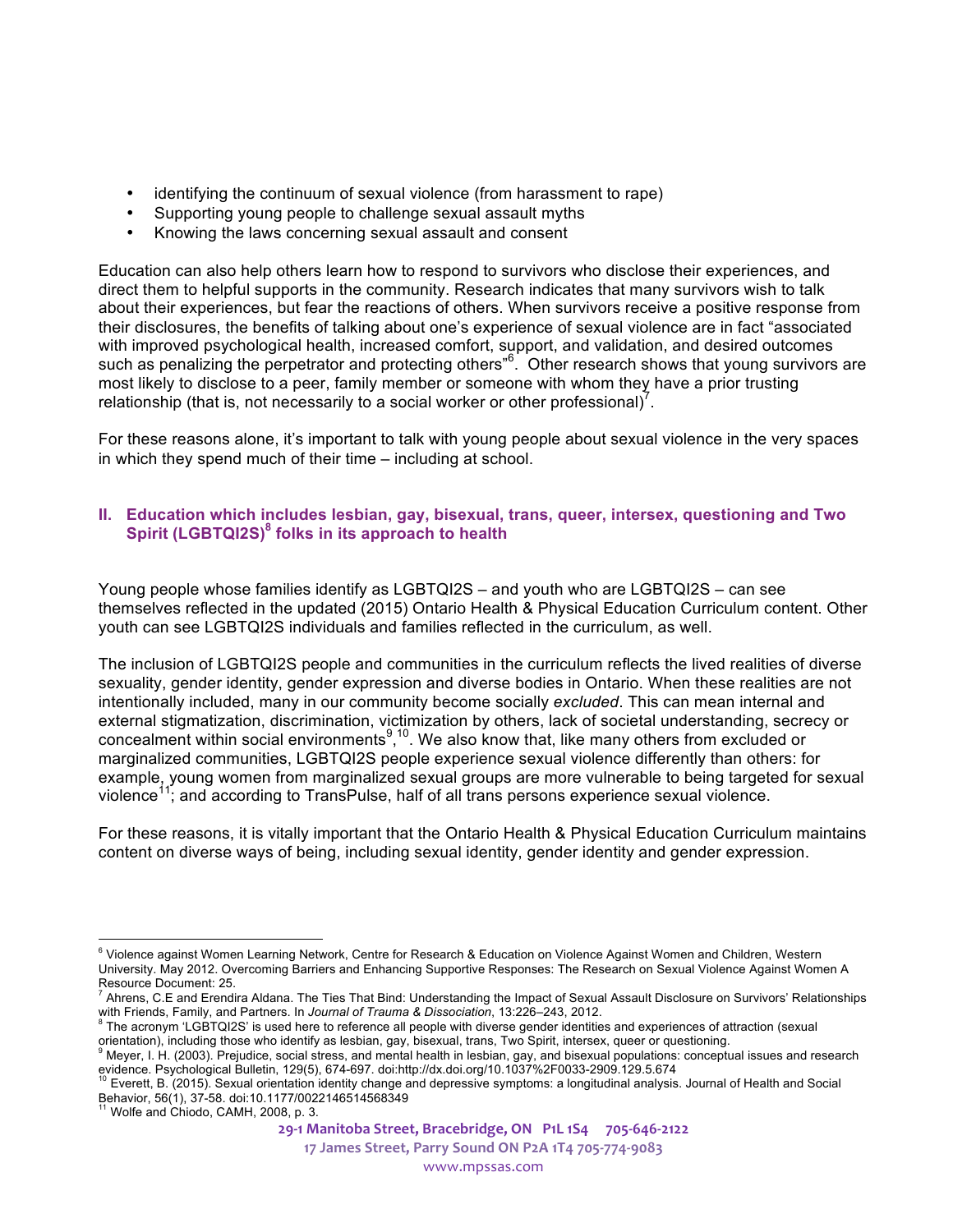- identifying the continuum of sexual violence (from harassment to rape)
- Supporting young people to challenge sexual assault myths
- Knowing the laws concerning sexual assault and consent

Education can also help others learn how to respond to survivors who disclose their experiences, and direct them to helpful supports in the community. Research indicates that many survivors wish to talk about their experiences, but fear the reactions of others. When survivors receive a positive response from their disclosures, the benefits of talking about one's experience of sexual violence are in fact "associated with improved psychological health, increased comfort, support, and validation, and desired outcomes such as penalizing the perpetrator and protecting others"[6]. Other research shows that young survivors are most likely to disclose to a peer, family member or someone with whom they have a prior trusting relationship (that is, not necessarily to a social worker or other professional)[7].

For these reasons alone, it's important to talk with young people about sexual violence in the very spaces in which they spend much of their time – including at school.

## II. Education which includes lesbian, gay, bisexual, trans, queer, intersex, questioning and Two Spirit (LGBTQI2S)[8] folks in its approach to health

Young people whose families identify as LGBTQI2S – and youth who are LGBTQI2S – can see themselves reflected in the updated (2015) Ontario Health & Physical Education Curriculum content. Other youth can see LGBTQI2S individuals and families reflected in the curriculum, as well.

The inclusion of LGBTQI2S people and communities in the curriculum reflects the lived realities of diverse sexuality, gender identity, gender expression and diverse bodies in Ontario. When these realities are not intentionally included, many in our community become socially *excluded*. This can mean internal and external stigmatization, discrimination, victimization by others, lack of societal understanding, secrecy or concealment within social environments[9],[10]. We also know that, like many others from excluded or marginalized communities, LGBTQI2S people experience sexual violence differently than others: for example, young women from marginalized sexual groups are more vulnerable to being targeted for sexual violence[11]; and according to TransPulse, half of all trans persons experience sexual violence.

For these reasons, it is vitally important that the Ontario Health & Physical Education Curriculum maintains content on diverse ways of being, including sexual identity, gender identity and gender expression.

---

[6] Violence against Women Learning Network, Centre for Research & Education on Violence Against Women and Children, Western University. May 2012. Overcoming Barriers and Enhancing Supportive Responses: The Research on Sexual Violence Against Women A Resource Document: 25.

[7] Ahrens, C.E and Erendira Aldana. The Ties That Bind: Understanding the Impact of Sexual Assault Disclosure on Survivors' Relationships with Friends, Family, and Partners. In *Journal of Trauma & Dissociation*, 13:226–243, 2012.

[8] The acronym 'LGBTQI2S' is used here to reference all people with diverse gender identities and experiences of attraction (sexual orientation), including those who identify as lesbian, gay, bisexual, trans, Two Spirit, intersex, queer or questioning.

[9] Meyer, I. H. (2003). Prejudice, social stress, and mental health in lesbian, gay, and bisexual populations: conceptual issues and research evidence. Psychological Bulletin, 129(5), 674-697. doi:http://dx.doi.org/10.1037%2F0033-2909.129.5.674

[10] Everett, B. (2015). Sexual orientation identity change and depressive symptoms: a longitudinal analysis. Journal of Health and Social Behavior, 56(1), 37-58. doi:10.1177/0022146514568349

[11] Wolfe and Chiodo, CAMH, 2008, p. 3.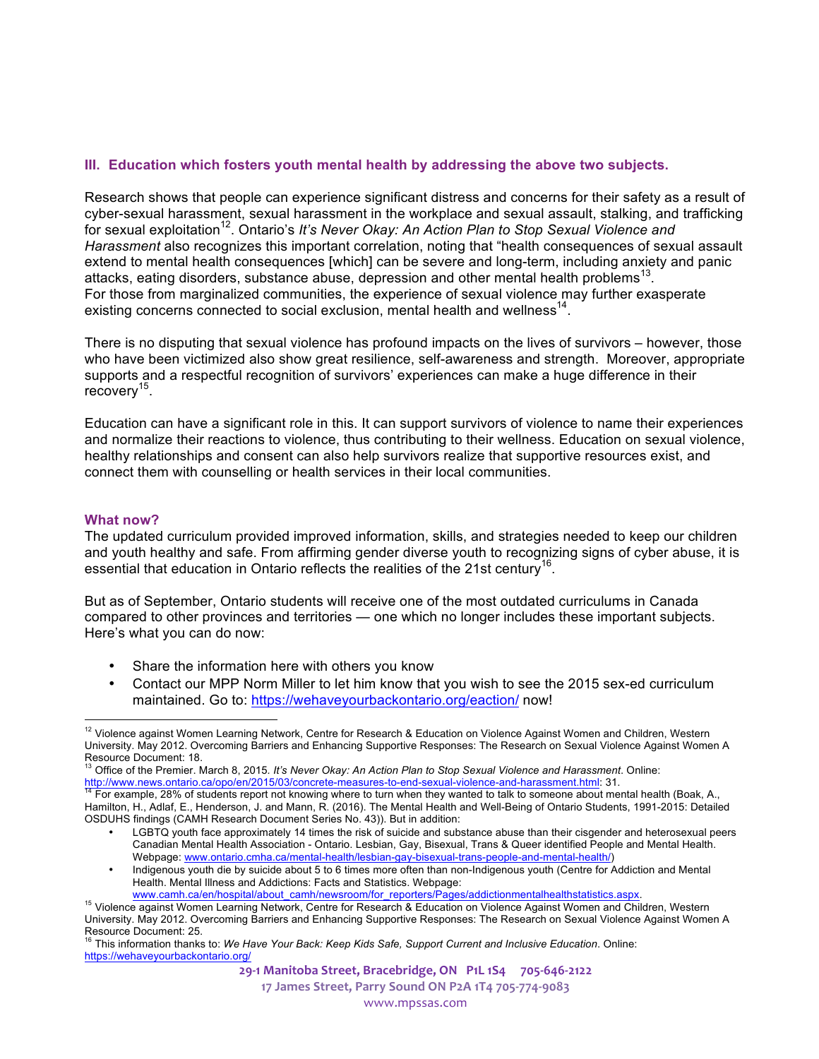### III. Education which fosters youth mental health by addressing the above two subjects.

Research shows that people can experience significant distress and concerns for their safety as a result of cyber-sexual harassment, sexual harassment in the workplace and sexual assault, stalking, and trafficking for sexual exploitation[12]. Ontario's *It's Never Okay: An Action Plan to Stop Sexual Violence and Harassment* also recognizes this important correlation, noting that "health consequences of sexual assault extend to mental health consequences [which] can be severe and long-term, including anxiety and panic attacks, eating disorders, substance abuse, depression and other mental health problems[13].
For those from marginalized communities, the experience of sexual violence may further exasperate existing concerns connected to social exclusion, mental health and wellness[14].

There is no disputing that sexual violence has profound impacts on the lives of survivors – however, those who have been victimized also show great resilience, self-awareness and strength. Moreover, appropriate supports and a respectful recognition of survivors' experiences can make a huge difference in their recovery[15].

Education can have a significant role in this. It can support survivors of violence to name their experiences and normalize their reactions to violence, thus contributing to their wellness. Education on sexual violence, healthy relationships and consent can also help survivors realize that supportive resources exist, and connect them with counselling or health services in their local communities.

#### What now?

The updated curriculum provided improved information, skills, and strategies needed to keep our children and youth healthy and safe. From affirming gender diverse youth to recognizing signs of cyber abuse, it is essential that education in Ontario reflects the realities of the 21st century[16].

But as of September, Ontario students will receive one of the most outdated curriculums in Canada compared to other provinces and territories — one which no longer includes these important subjects. Here's what you can do now:

- Share the information here with others you know
- Contact our MPP Norm Miller to let him know that you wish to see the 2015 sex-ed curriculum maintained. Go to: https://wehaveyourbackontario.org/eaction/ now!

---

[12] Violence against Women Learning Network, Centre for Research & Education on Violence Against Women and Children, Western University. May 2012. Overcoming Barriers and Enhancing Supportive Responses: The Research on Sexual Violence Against Women A Resource Document: 18.

[13] Office of the Premier. March 8, 2015. *It's Never Okay: An Action Plan to Stop Sexual Violence and Harassment*. Online: http://www.news.ontario.ca/opo/en/2015/03/concrete-measures-to-end-sexual-violence-and-harassment.html: 31.

[14] For example, 28% of students report not knowing where to turn when they wanted to talk to someone about mental health (Boak, A., Hamilton, H., Adlaf, E., Henderson, J. and Mann, R. (2016). The Mental Health and Well-Being of Ontario Students, 1991-2015: Detailed OSDUHS findings (CAMH Research Document Series No. 43)). But in addition:

- LGBTQ youth face approximately 14 times the risk of suicide and substance abuse than their cisgender and heterosexual peers Canadian Mental Health Association - Ontario. Lesbian, Gay, Bisexual, Trans & Queer identified People and Mental Health. Webpage: www.ontario.cmha.ca/mental-health/lesbian-gay-bisexual-trans-people-and-mental-health/)
- Indigenous youth die by suicide about 5 to 6 times more often than non-Indigenous youth (Centre for Addiction and Mental Health. Mental Illness and Addictions: Facts and Statistics. Webpage: www.camh.ca/en/hospital/about_camh/newsroom/for_reporters/Pages/addictionmentalhealthstatistics.aspx.

[15] Violence against Women Learning Network, Centre for Research & Education on Violence Against Women and Children, Western University. May 2012. Overcoming Barriers and Enhancing Supportive Responses: The Research on Sexual Violence Against Women A Resource Document: 25.

[16] This information thanks to: *We Have Your Back: Keep Kids Safe, Support Current and Inclusive Education*. Online: https://wehaveyourbackontario.org/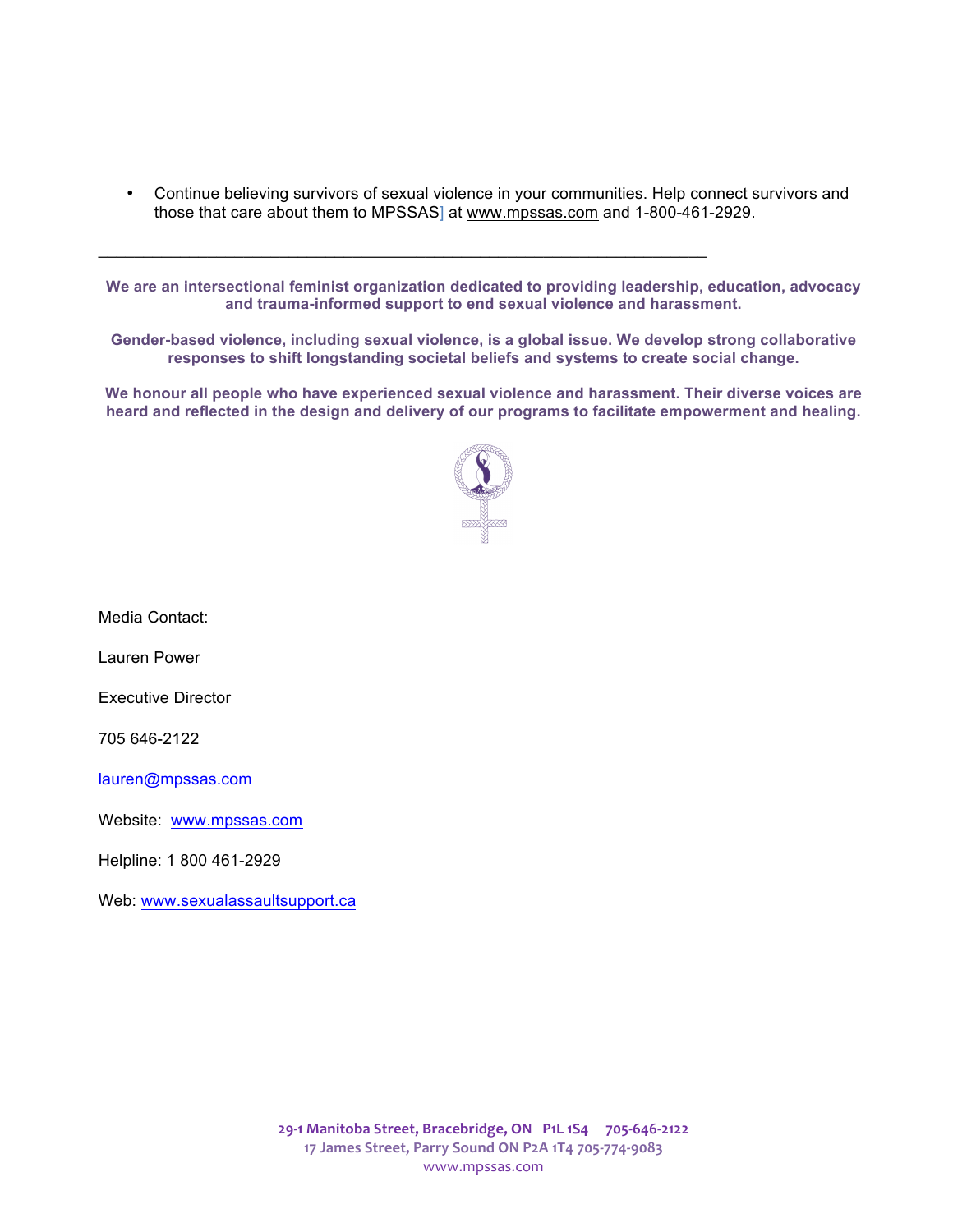- Continue believing survivors of sexual violence in your communities. Help connect survivors and those that care about them to MPSSAS] at www.mpssas.com and 1-800-461-2929.

---

**We are an intersectional feminist organization dedicated to providing leadership, education, advocacy and trauma-informed support to end sexual violence and harassment.**

**Gender-based violence, including sexual violence, is a global issue. We develop strong collaborative responses to shift longstanding societal beliefs and systems to create social change.**

**We honour all people who have experienced sexual violence and harassment. Their diverse voices are heard and reflected in the design and delivery of our programs to facilitate empowerment and healing.**

Media Contact:

Lauren Power

Executive Director

705 646-2122

lauren@mpssas.com

Website: www.mpssas.com

Helpline: 1 800 461-2929

Web: www.sexualassaultsupport.ca

**29-1 Manitoba Street, Bracebridge, ON P1L 1S4 705-646-2122**
**17 James Street, Parry Sound ON P2A 1T4 705-774-9083**
www.mpssas.com